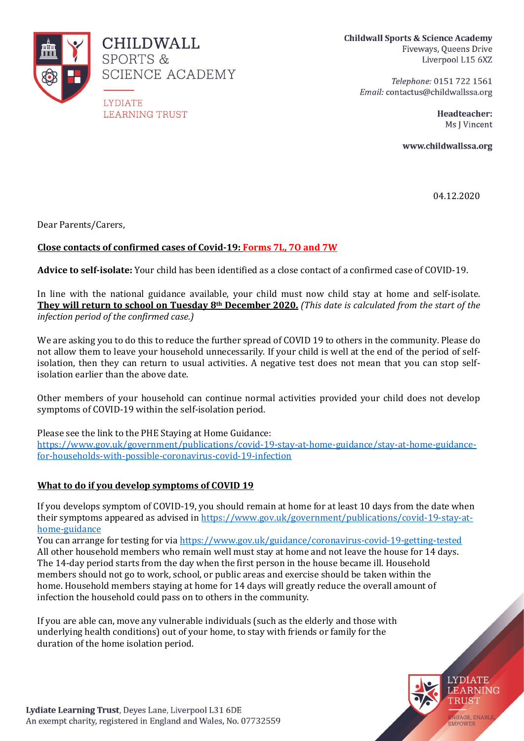**CHILDWALL SPORTS & SCIENCE ACADEMY**
LYDIATE LEARNING TRUST

**Childwall Sports & Science Academy**
Fiveways, Queens Drive
Liverpool L15 6XZ

*Telephone:* 0151 722 1561
*Email:* contactus@childwallssa.org

**Headteacher:**
Ms J Vincent

**www.childwallssa.org**

04.12.2020

Dear Parents/Carers,

**Close contacts of confirmed cases of Covid-19: Forms 7L, 7O and 7W**

**Advice to self-isolate:** Your child has been identified as a close contact of a confirmed case of COVID-19.

In line with the national guidance available, your child must now child stay at home and self-isolate. **They will return to school on Tuesday 8th December 2020.** *(This date is calculated from the start of the infection period of the confirmed case.)*

We are asking you to do this to reduce the further spread of COVID 19 to others in the community. Please do not allow them to leave your household unnecessarily. If your child is well at the end of the period of self-isolation, then they can return to usual activities. A negative test does not mean that you can stop self-isolation earlier than the above date.

Other members of your household can continue normal activities provided your child does not develop symptoms of COVID-19 within the self-isolation period.

Please see the link to the PHE Staying at Home Guidance:
https://www.gov.uk/government/publications/covid-19-stay-at-home-guidance/stay-at-home-guidance-for-households-with-possible-coronavirus-covid-19-infection

**What to do if you develop symptoms of COVID 19**

If you develops symptom of COVID-19, you should remain at home for at least 10 days from the date when their symptoms appeared as advised in https://www.gov.uk/government/publications/covid-19-stay-at-home-guidance
You can arrange for testing for via https://www.gov.uk/guidance/coronavirus-covid-19-getting-tested
All other household members who remain well must stay at home and not leave the house for 14 days. The 14-day period starts from the day when the first person in the house became ill. Household members should not go to work, school, or public areas and exercise should be taken within the home. Household members staying at home for 14 days will greatly reduce the overall amount of infection the household could pass on to others in the community.

If you are able can, move any vulnerable individuals (such as the elderly and those with underlying health conditions) out of your home, to stay with friends or family for the duration of the home isolation period.

**Lydiate Learning Trust**, Deyes Lane, Liverpool L31 6DE
An exempt charity, registered in England and Wales, No. 07732559

LYDIATE LEARNING TRUST
ENGAGE, ENABLE, EMPOWER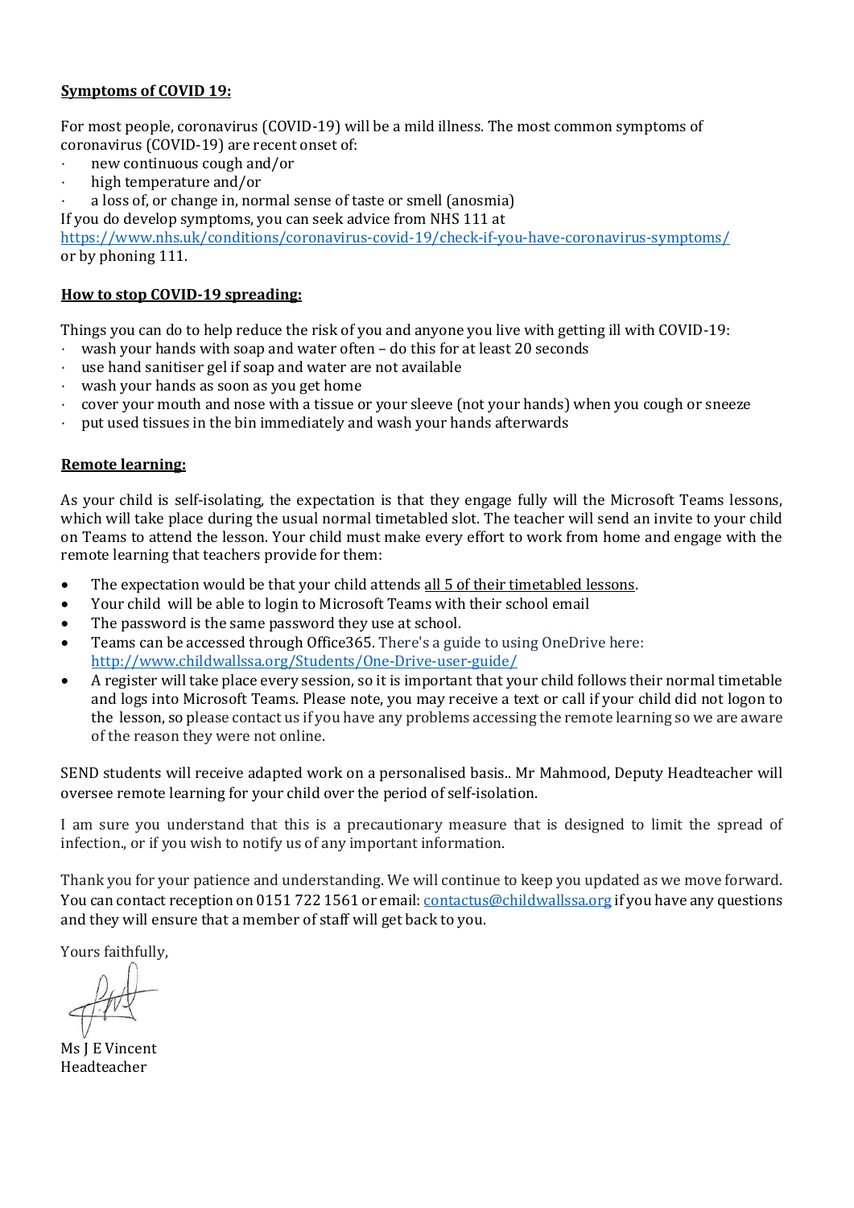**Symptoms of COVID 19:**

For most people, coronavirus (COVID-19) will be a mild illness. The most common symptoms of coronavirus (COVID-19) are recent onset of:

- new continuous cough and/or
- high temperature and/or
- a loss of, or change in, normal sense of taste or smell (anosmia)

If you do develop symptoms, you can seek advice from NHS 111 at https://www.nhs.uk/conditions/coronavirus-covid-19/check-if-you-have-coronavirus-symptoms/ or by phoning 111.

**How to stop COVID-19 spreading:**

Things you can do to help reduce the risk of you and anyone you live with getting ill with COVID-19:

- wash your hands with soap and water often – do this for at least 20 seconds
- use hand sanitiser gel if soap and water are not available
- wash your hands as soon as you get home
- cover your mouth and nose with a tissue or your sleeve (not your hands) when you cough or sneeze
- put used tissues in the bin immediately and wash your hands afterwards

**Remote learning:**

As your child is self-isolating, the expectation is that they engage fully will the Microsoft Teams lessons, which will take place during the usual normal timetabled slot. The teacher will send an invite to your child on Teams to attend the lesson. Your child must make every effort to work from home and engage with the remote learning that teachers provide for them:

- The expectation would be that your child attends all 5 of their timetabled lessons.
- Your child will be able to login to Microsoft Teams with their school email
- The password is the same password they use at school.
- Teams can be accessed through Office365. There's a guide to using OneDrive here: http://www.childwallssa.org/Students/One-Drive-user-guide/
- A register will take place every session, so it is important that your child follows their normal timetable and logs into Microsoft Teams. Please note, you may receive a text or call if your child did not logon to the lesson, so please contact us if you have any problems accessing the remote learning so we are aware of the reason they were not online.

SEND students will receive adapted work on a personalised basis.. Mr Mahmood, Deputy Headteacher will oversee remote learning for your child over the period of self-isolation.

I am sure you understand that this is a precautionary measure that is designed to limit the spread of infection., or if you wish to notify us of any important information.

Thank you for your patience and understanding. We will continue to keep you updated as we move forward. You can contact reception on 0151 722 1561 or email: contactus@childwallssa.org if you have any questions and they will ensure that a member of staff will get back to you.

Yours faithfully,

Ms J E Vincent
Headteacher